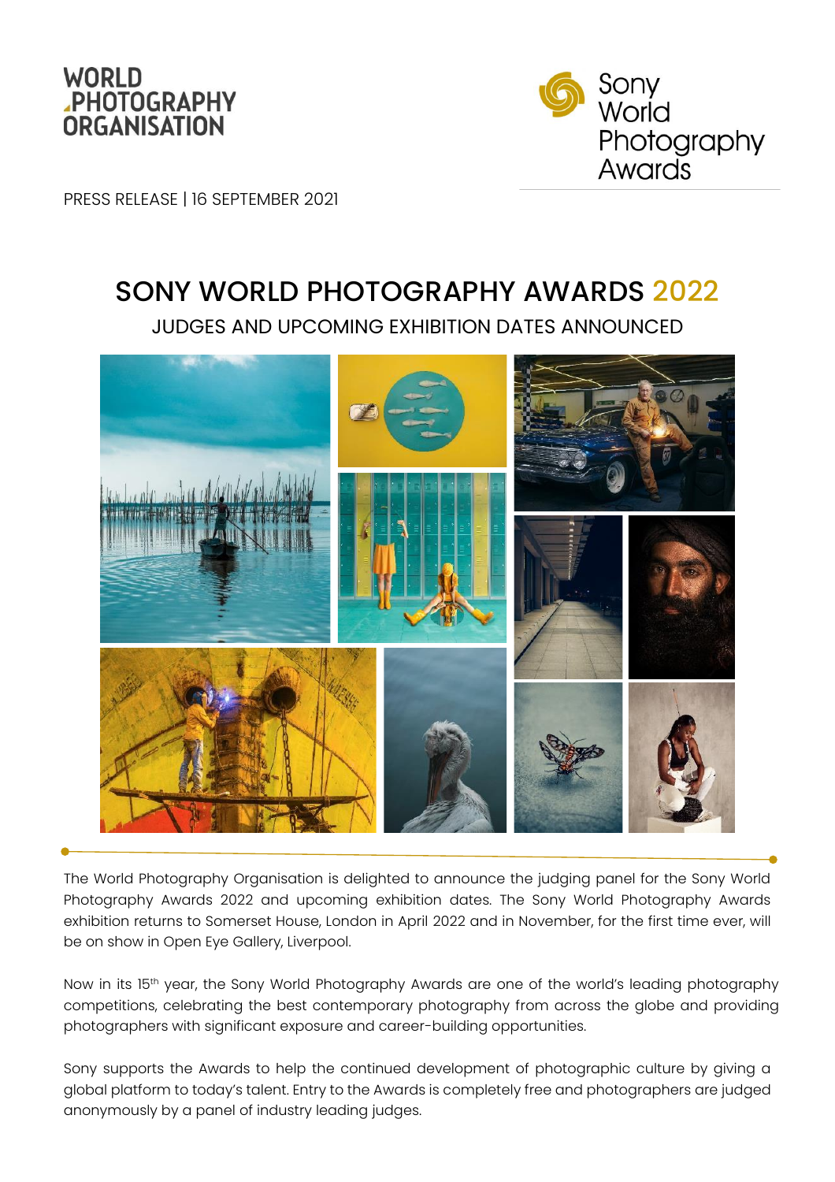WORLD PHOTOGRAPHY ORGANISATION

Sony World Photography Awards

PRESS RELEASE | 16 SEPTEMBER 2021

# SONY WORLD PHOTOGRAPHY AWARDS 2022

## JUDGES AND UPCOMING EXHIBITION DATES ANNOUNCED

The World Photography Organisation is delighted to announce the judging panel for the Sony World Photography Awards 2022 and upcoming exhibition dates. The Sony World Photography Awards exhibition returns to Somerset House, London in April 2022 and in November, for the first time ever, will be on show in Open Eye Gallery, Liverpool.

Now in its 15th year, the Sony World Photography Awards are one of the world's leading photography competitions, celebrating the best contemporary photography from across the globe and providing photographers with significant exposure and career-building opportunities.

Sony supports the Awards to help the continued development of photographic culture by giving a global platform to today's talent. Entry to the Awards is completely free and photographers are judged anonymously by a panel of industry leading judges.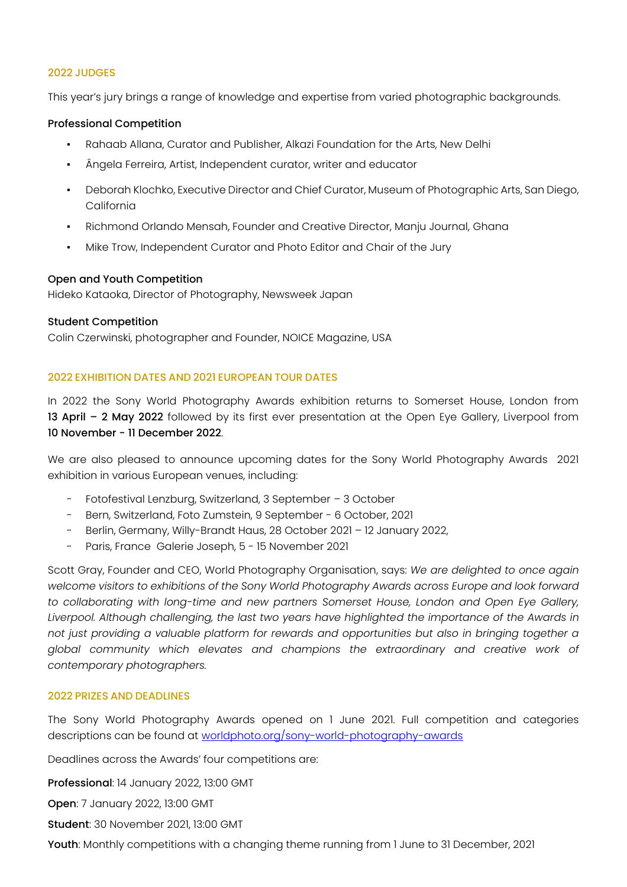## 2022 JUDGES

This year's jury brings a range of knowledge and expertise from varied photographic backgrounds.

**Professional Competition**

- Rahaab Allana, Curator and Publisher, Alkazi Foundation for the Arts, New Delhi
- Ângela Ferreira, Artist, Independent curator, writer and educator
- Deborah Klochko, Executive Director and Chief Curator, Museum of Photographic Arts, San Diego, California
- Richmond Orlando Mensah, Founder and Creative Director, Manju Journal, Ghana
- Mike Trow, Independent Curator and Photo Editor and Chair of the Jury

**Open and Youth Competition**
Hideko Kataoka, Director of Photography, Newsweek Japan

**Student Competition**
Colin Czerwinski, photographer and Founder, NOICE Magazine, USA

## 2022 EXHIBITION DATES AND 2021 EUROPEAN TOUR DATES

In 2022 the Sony World Photography Awards exhibition returns to Somerset House, London from **13 April – 2 May 2022** followed by its first ever presentation at the Open Eye Gallery, Liverpool from **10 November - 11 December 2022**.

We are also pleased to announce upcoming dates for the Sony World Photography Awards 2021 exhibition in various European venues, including:

- Fotofestival Lenzburg, Switzerland, 3 September – 3 October
- Bern, Switzerland, Foto Zumstein, 9 September - 6 October, 2021
- Berlin, Germany, Willy-Brandt Haus, 28 October 2021 – 12 January 2022,
- Paris, France Galerie Joseph, 5 - 15 November 2021

Scott Gray, Founder and CEO, World Photography Organisation, says: *We are delighted to once again welcome visitors to exhibitions of the Sony World Photography Awards across Europe and look forward to collaborating with long-time and new partners Somerset House, London and Open Eye Gallery, Liverpool. Although challenging, the last two years have highlighted the importance of the Awards in not just providing a valuable platform for rewards and opportunities but also in bringing together a global community which elevates and champions the extraordinary and creative work of contemporary photographers.*

## 2022 PRIZES AND DEADLINES

The Sony World Photography Awards opened on 1 June 2021. Full competition and categories descriptions can be found at [worldphoto.org/sony-world-photography-awards](worldphoto.org/sony-world-photography-awards)

Deadlines across the Awards' four competitions are:

**Professional**: 14 January 2022, 13:00 GMT

**Open**: 7 January 2022, 13:00 GMT

**Student**: 30 November 2021, 13:00 GMT

**Youth**: Monthly competitions with a changing theme running from 1 June to 31 December, 2021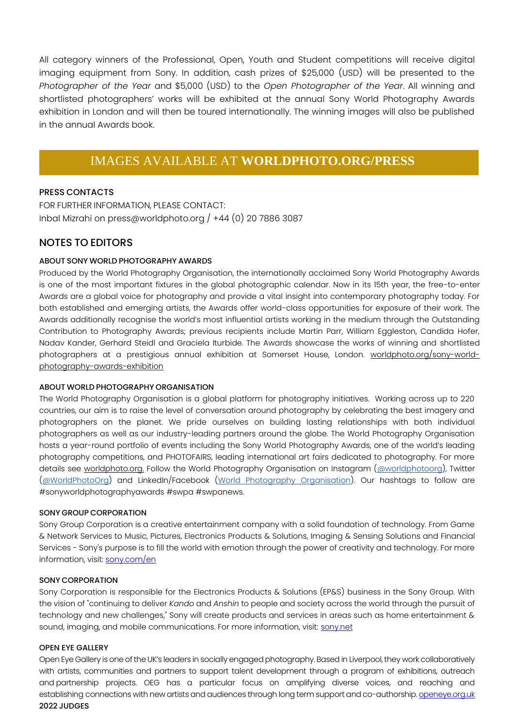All category winners of the Professional, Open, Youth and Student competitions will receive digital imaging equipment from Sony. In addition, cash prizes of $25,000 (USD) will be presented to the *Photographer of the Year* and $5,000 (USD) to the *Open Photographer of the Year*. All winning and shortlisted photographers' works will be exhibited at the annual Sony World Photography Awards exhibition in London and will then be toured internationally. The winning images will also be published in the annual Awards book.

## IMAGES AVAILABLE AT **WORLDPHOTO.ORG/PRESS**

**PRESS CONTACTS**

FOR FURTHER INFORMATION, PLEASE CONTACT:
Inbal Mizrahi on press@worldphoto.org / +44 (0) 20 7886 3087

## NOTES TO EDITORS

**ABOUT SONY WORLD PHOTOGRAPHY AWARDS**

Produced by the World Photography Organisation, the internationally acclaimed Sony World Photography Awards is one of the most important fixtures in the global photographic calendar. Now in its 15th year, the free-to-enter Awards are a global voice for photography and provide a vital insight into contemporary photography today. For both established and emerging artists, the Awards offer world-class opportunities for exposure of their work. The Awards additionally recognise the world's most influential artists working in the medium through the Outstanding Contribution to Photography Awards; previous recipients include Martin Parr, William Eggleston, Candida Hofer, Nadav Kander, Gerhard Steidl and Graciela Iturbide. The Awards showcase the works of winning and shortlisted photographers at a prestigious annual exhibition at Somerset House, London. worldphoto.org/sony-world-photography-awards-exhibition

**ABOUT WORLD PHOTOGRAPHY ORGANISATION**

The World Photography Organisation is a global platform for photography initiatives. Working across up to 220 countries, our aim is to raise the level of conversation around photography by celebrating the best imagery and photographers on the planet. We pride ourselves on building lasting relationships with both individual photographers as well as our industry-leading partners around the globe. The World Photography Organisation hosts a year-round portfolio of events including the Sony World Photography Awards, one of the world's leading photography competitions, and PHOTOFAIRS, leading international art fairs dedicated to photography. For more details see worldphoto.org. Follow the World Photography Organisation on Instagram (@worldphotoorg), Twitter (@WorldPhotoOrg) and LinkedIn/Facebook (World Photography Organisation). Our hashtags to follow are #sonyworldphotographyawards #swpa #swpanews.

**SONY GROUP CORPORATION**

Sony Group Corporation is a creative entertainment company with a solid foundation of technology. From Game & Network Services to Music, Pictures, Electronics Products & Solutions, Imaging & Sensing Solutions and Financial Services - Sony's purpose is to fill the world with emotion through the power of creativity and technology. For more information, visit: sony.com/en

**SONY CORPORATION**

Sony Corporation is responsible for the Electronics Products & Solutions (EP&S) business in the Sony Group. With the vision of "continuing to deliver *Kando* and *Anshin* to people and society across the world through the pursuit of technology and new challenges," Sony will create products and services in areas such as home entertainment & sound, imaging, and mobile communications. For more information, visit: sony.net

**OPEN EYE GALLERY**

Open Eye Gallery is one of the UK's leaders in socially engaged photography. Based in Liverpool, they work collaboratively with artists, communities and partners to support talent development through a program of exhibitions, outreach and partnership projects. OEG has a particular focus on amplifying diverse voices, and reaching and establishing connections with new artists and audiences through long term support and co-authorship. openeye.org.uk

**2022 JUDGES**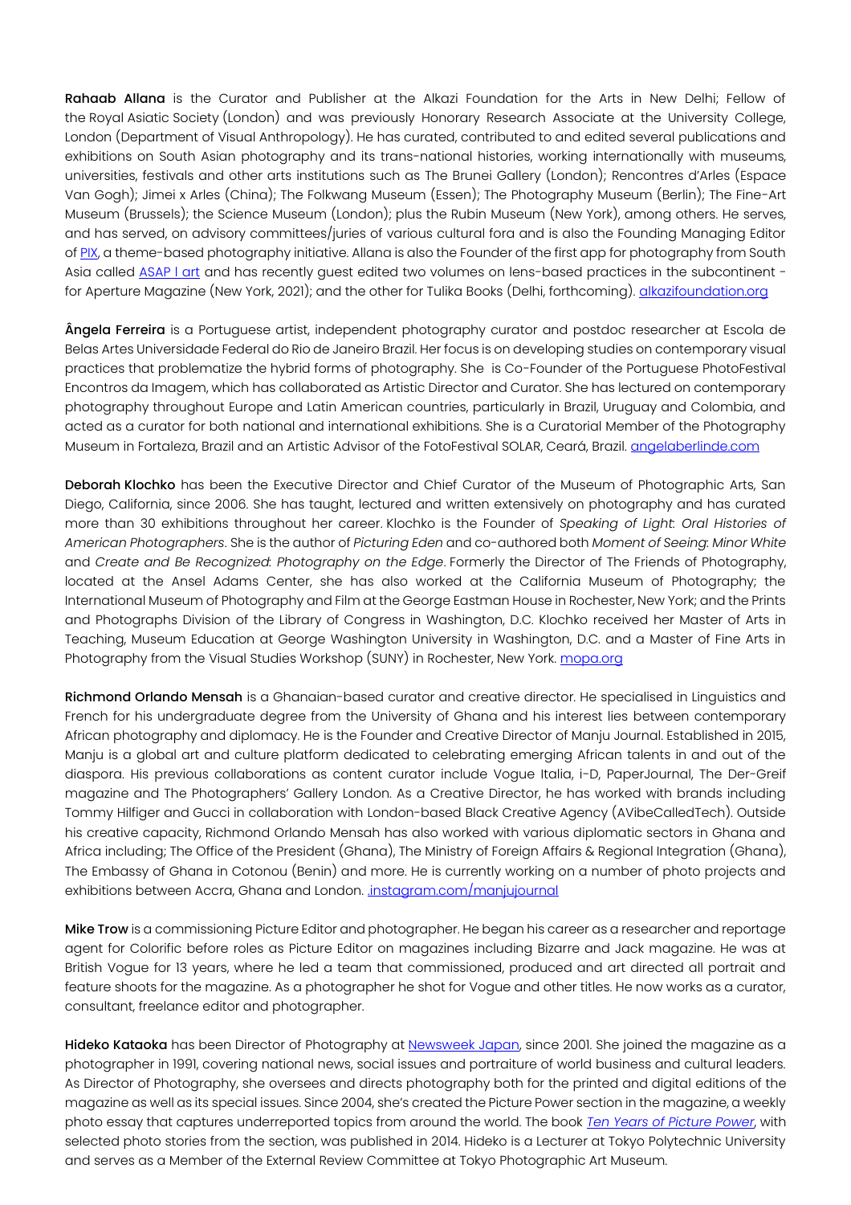**Rahaab Allana** is the Curator and Publisher at the Alkazi Foundation for the Arts in New Delhi; Fellow of the Royal Asiatic Society (London) and was previously Honorary Research Associate at the University College, London (Department of Visual Anthropology). He has curated, contributed to and edited several publications and exhibitions on South Asian photography and its trans-national histories, working internationally with museums, universities, festivals and other arts institutions such as The Brunei Gallery (London); Rencontres d'Arles (Espace Van Gogh); Jimei x Arles (China); The Folkwang Museum (Essen); The Photography Museum (Berlin); The Fine-Art Museum (Brussels); the Science Museum (London); plus the Rubin Museum (New York), among others. He serves, and has served, on advisory committees/juries of various cultural fora and is also the Founding Managing Editor of PIX, a theme-based photography initiative. Allana is also the Founder of the first app for photography from South Asia called ASAP | art and has recently guest edited two volumes on lens-based practices in the subcontinent - for Aperture Magazine (New York, 2021); and the other for Tulika Books (Delhi, forthcoming). alkazifoundation.org

**Ângela Ferreira** is a Portuguese artist, independent photography curator and postdoc researcher at Escola de Belas Artes Universidade Federal do Rio de Janeiro Brazil. Her focus is on developing studies on contemporary visual practices that problematize the hybrid forms of photography. She is Co-Founder of the Portuguese PhotoFestival Encontros da Imagem, which has collaborated as Artistic Director and Curator. She has lectured on contemporary photography throughout Europe and Latin American countries, particularly in Brazil, Uruguay and Colombia, and acted as a curator for both national and international exhibitions. She is a Curatorial Member of the Photography Museum in Fortaleza, Brazil and an Artistic Advisor of the FotoFestival SOLAR, Ceará, Brazil. angelaberlinde.com

**Deborah Klochko** has been the Executive Director and Chief Curator of the Museum of Photographic Arts, San Diego, California, since 2006. She has taught, lectured and written extensively on photography and has curated more than 30 exhibitions throughout her career. Klochko is the Founder of *Speaking of Light: Oral Histories of American Photographers*. She is the author of *Picturing Eden* and co-authored both *Moment of Seeing: Minor White* and *Create and Be Recognized: Photography on the Edge*. Formerly the Director of The Friends of Photography, located at the Ansel Adams Center, she has also worked at the California Museum of Photography; the International Museum of Photography and Film at the George Eastman House in Rochester, New York; and the Prints and Photographs Division of the Library of Congress in Washington, D.C. Klochko received her Master of Arts in Teaching, Museum Education at George Washington University in Washington, D.C. and a Master of Fine Arts in Photography from the Visual Studies Workshop (SUNY) in Rochester, New York. mopa.org

**Richmond Orlando Mensah** is a Ghanaian-based curator and creative director. He specialised in Linguistics and French for his undergraduate degree from the University of Ghana and his interest lies between contemporary African photography and diplomacy. He is the Founder and Creative Director of Manju Journal. Established in 2015, Manju is a global art and culture platform dedicated to celebrating emerging African talents in and out of the diaspora. His previous collaborations as content curator include Vogue Italia, i-D, PaperJournal, The Der-Greif magazine and The Photographers' Gallery London. As a Creative Director, he has worked with brands including Tommy Hilfiger and Gucci in collaboration with London-based Black Creative Agency (AVibeCalledTech). Outside his creative capacity, Richmond Orlando Mensah has also worked with various diplomatic sectors in Ghana and Africa including; The Office of the President (Ghana), The Ministry of Foreign Affairs & Regional Integration (Ghana), The Embassy of Ghana in Cotonou (Benin) and more. He is currently working on a number of photo projects and exhibitions between Accra, Ghana and London. .instagram.com/manjujournal

**Mike Trow** is a commissioning Picture Editor and photographer. He began his career as a researcher and reportage agent for Colorific before roles as Picture Editor on magazines including Bizarre and Jack magazine. He was at British Vogue for 13 years, where he led a team that commissioned, produced and art directed all portrait and feature shoots for the magazine. As a photographer he shot for Vogue and other titles. He now works as a curator, consultant, freelance editor and photographer.

**Hideko Kataoka** has been Director of Photography at Newsweek Japan, since 2001. She joined the magazine as a photographer in 1991, covering national news, social issues and portraiture of world business and cultural leaders. As Director of Photography, she oversees and directs photography both for the printed and digital editions of the magazine as well as its special issues. Since 2004, she's created the Picture Power section in the magazine, a weekly photo essay that captures underreported topics from around the world. The book *Ten Years of Picture Power*, with selected photo stories from the section, was published in 2014. Hideko is a Lecturer at Tokyo Polytechnic University and serves as a Member of the External Review Committee at Tokyo Photographic Art Museum.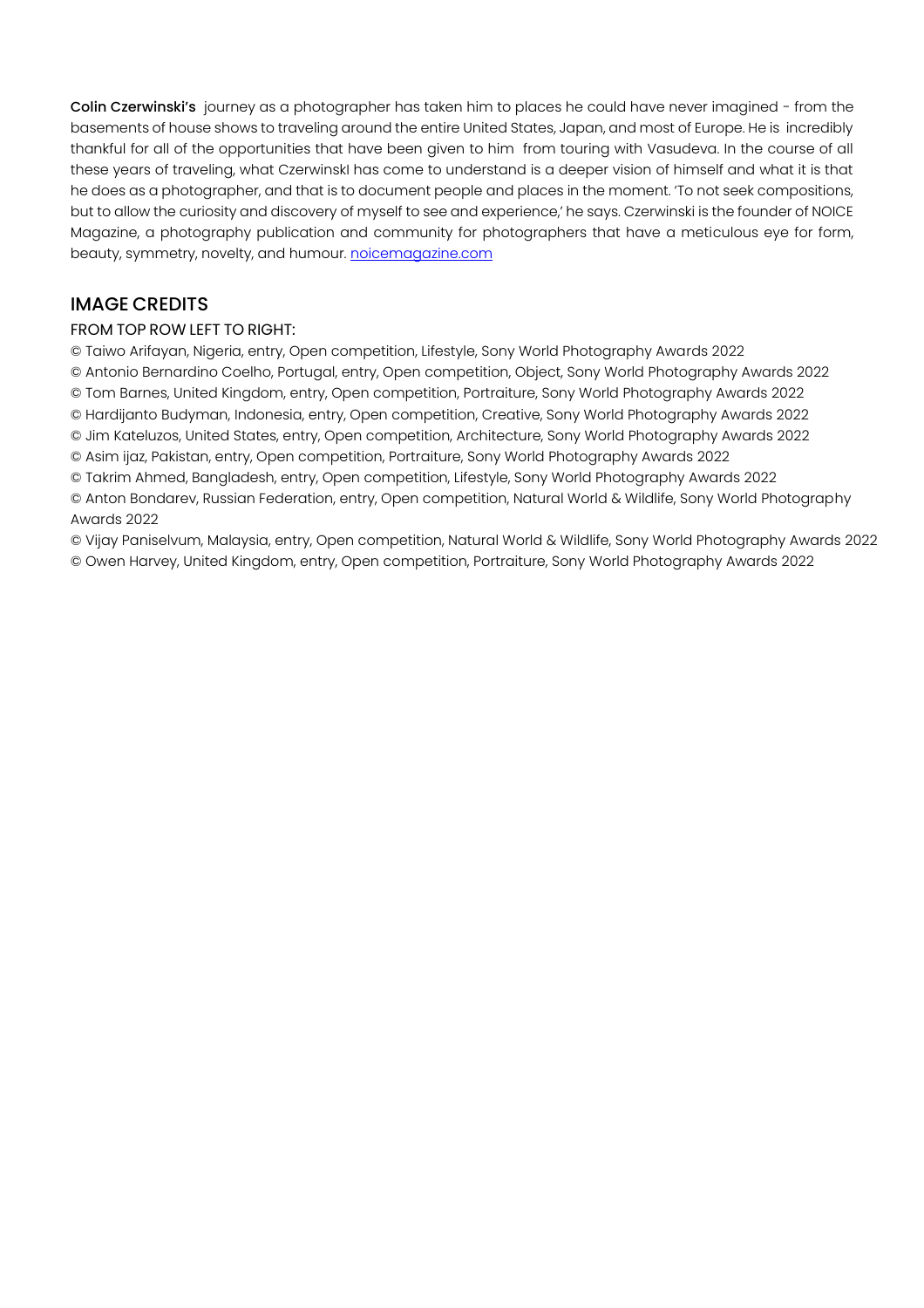**Colin Czerwinski's** journey as a photographer has taken him to places he could have never imagined - from the basements of house shows to traveling around the entire United States, Japan, and most of Europe. He is incredibly thankful for all of the opportunities that have been given to him from touring with Vasudeva. In the course of all these years of traveling, what CzerwinskI has come to understand is a deeper vision of himself and what it is that he does as a photographer, and that is to document people and places in the moment. 'To not seek compositions, but to allow the curiosity and discovery of myself to see and experience,' he says. Czerwinski is the founder of NOICE Magazine, a photography publication and community for photographers that have a meticulous eye for form, beauty, symmetry, novelty, and humour. noicemagazine.com

## IMAGE CREDITS

FROM TOP ROW LEFT TO RIGHT:

© Taiwo Arifayan, Nigeria, entry, Open competition, Lifestyle, Sony World Photography Awards 2022
© Antonio Bernardino Coelho, Portugal, entry, Open competition, Object, Sony World Photography Awards 2022
© Tom Barnes, United Kingdom, entry, Open competition, Portraiture, Sony World Photography Awards 2022
© Hardijanto Budyman, Indonesia, entry, Open competition, Creative, Sony World Photography Awards 2022
© Jim Kateluzos, United States, entry, Open competition, Architecture, Sony World Photography Awards 2022
© Asim ijaz, Pakistan, entry, Open competition, Portraiture, Sony World Photography Awards 2022
© Takrim Ahmed, Bangladesh, entry, Open competition, Lifestyle, Sony World Photography Awards 2022
© Anton Bondarev, Russian Federation, entry, Open competition, Natural World & Wildlife, Sony World Photography Awards 2022
© Vijay Paniselvum, Malaysia, entry, Open competition, Natural World & Wildlife, Sony World Photography Awards 2022
© Owen Harvey, United Kingdom, entry, Open competition, Portraiture, Sony World Photography Awards 2022